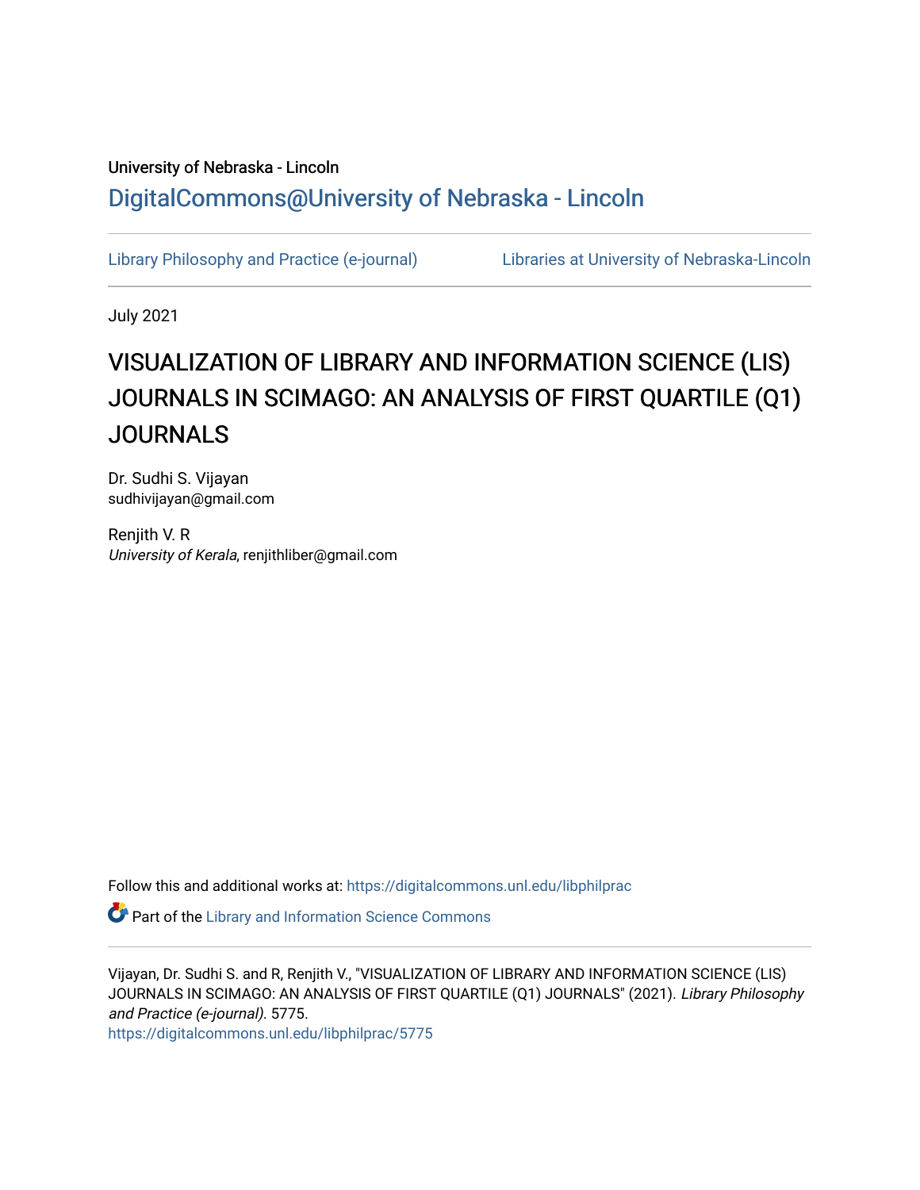University of Nebraska - Lincoln

DigitalCommons@University of Nebraska - Lincoln

Library Philosophy and Practice (e-journal) | Libraries at University of Nebraska-Lincoln

July 2021

# VISUALIZATION OF LIBRARY AND INFORMATION SCIENCE (LIS) JOURNALS IN SCIMAGO: AN ANALYSIS OF FIRST QUARTILE (Q1) JOURNALS

Dr. Sudhi S. Vijayan
sudhivijayan@gmail.com

Renjith V. R
*University of Kerala*, renjithliber@gmail.com

Follow this and additional works at: https://digitalcommons.unl.edu/libphilprac

Part of the Library and Information Science Commons

Vijayan, Dr. Sudhi S. and R, Renjith V., "VISUALIZATION OF LIBRARY AND INFORMATION SCIENCE (LIS) JOURNALS IN SCIMAGO: AN ANALYSIS OF FIRST QUARTILE (Q1) JOURNALS" (2021). *Library Philosophy and Practice (e-journal)*. 5775.
https://digitalcommons.unl.edu/libphilprac/5775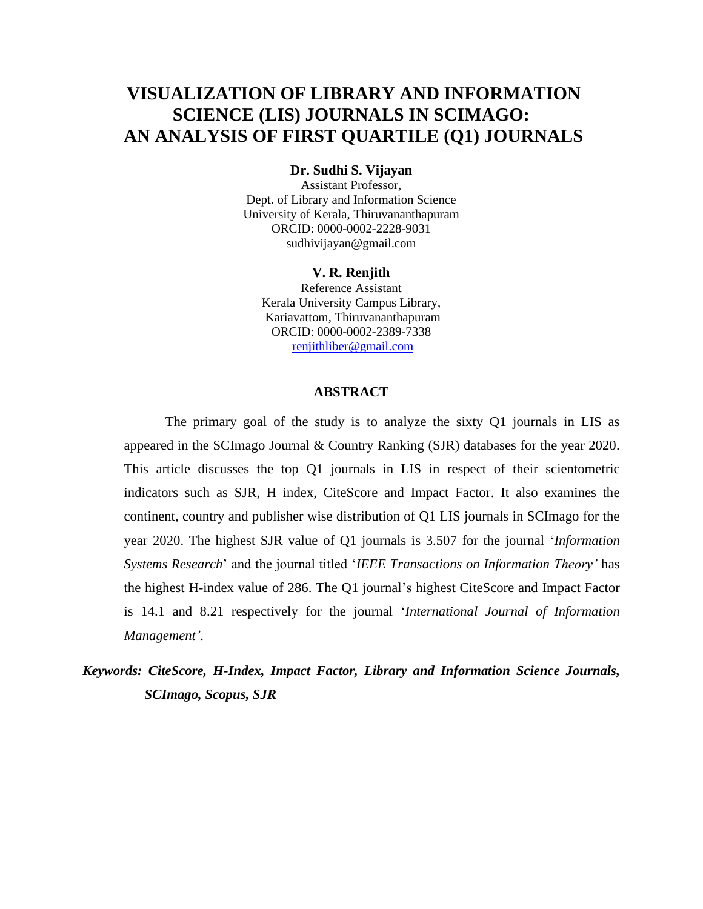# VISUALIZATION OF LIBRARY AND INFORMATION SCIENCE (LIS) JOURNALS IN SCIMAGO: AN ANALYSIS OF FIRST QUARTILE (Q1) JOURNALS

**Dr. Sudhi S. Vijayan**
Assistant Professor,
Dept. of Library and Information Science
University of Kerala, Thiruvananthapuram
ORCID: 0000-0002-2228-9031
sudhivijayan@gmail.com

**V. R. Renjith**
Reference Assistant
Kerala University Campus Library,
Kariavattom, Thiruvananthapuram
ORCID: 0000-0002-2389-7338
renjithliber@gmail.com

## ABSTRACT

The primary goal of the study is to analyze the sixty Q1 journals in LIS as appeared in the SCImago Journal & Country Ranking (SJR) databases for the year 2020. This article discusses the top Q1 journals in LIS in respect of their scientometric indicators such as SJR, H index, CiteScore and Impact Factor. It also examines the continent, country and publisher wise distribution of Q1 LIS journals in SCImago for the year 2020. The highest SJR value of Q1 journals is 3.507 for the journal '*Information Systems Research*' and the journal titled '*IEEE Transactions on Information Theory'* has the highest H-index value of 286. The Q1 journal's highest CiteScore and Impact Factor is 14.1 and 8.21 respectively for the journal '*International Journal of Information Management'*.

***Keywords: CiteScore, H-Index, Impact Factor, Library and Information Science Journals, SCImago, Scopus, SJR***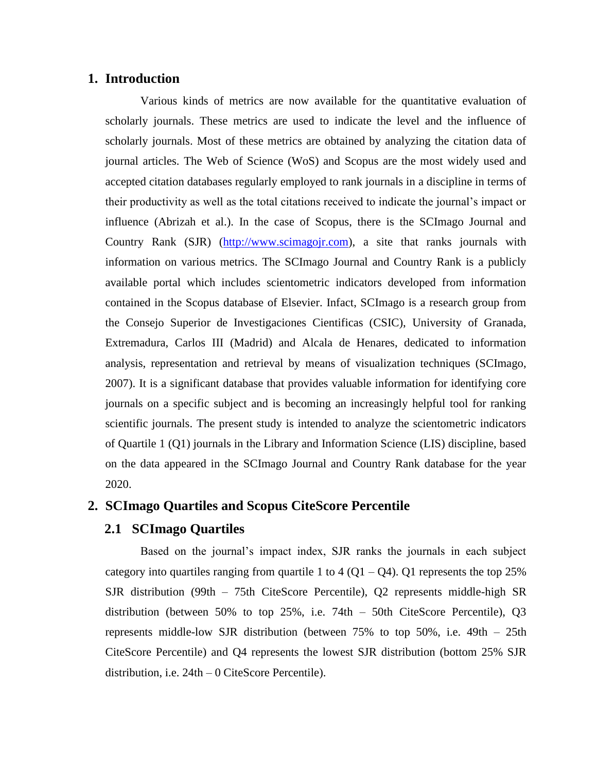# 1. Introduction

Various kinds of metrics are now available for the quantitative evaluation of scholarly journals. These metrics are used to indicate the level and the influence of scholarly journals. Most of these metrics are obtained by analyzing the citation data of journal articles. The Web of Science (WoS) and Scopus are the most widely used and accepted citation databases regularly employed to rank journals in a discipline in terms of their productivity as well as the total citations received to indicate the journal's impact or influence (Abrizah et al.). In the case of Scopus, there is the SCImago Journal and Country Rank (SJR) (http://www.scimagojr.com), a site that ranks journals with information on various metrics. The SCImago Journal and Country Rank is a publicly available portal which includes scientometric indicators developed from information contained in the Scopus database of Elsevier. Infact, SCImago is a research group from the Consejo Superior de Investigaciones Cientificas (CSIC), University of Granada, Extremadura, Carlos III (Madrid) and Alcala de Henares, dedicated to information analysis, representation and retrieval by means of visualization techniques (SCImago, 2007). It is a significant database that provides valuable information for identifying core journals on a specific subject and is becoming an increasingly helpful tool for ranking scientific journals. The present study is intended to analyze the scientometric indicators of Quartile 1 (Q1) journals in the Library and Information Science (LIS) discipline, based on the data appeared in the SCImago Journal and Country Rank database for the year 2020.

# 2. SCImago Quartiles and Scopus CiteScore Percentile

## 2.1 SCImago Quartiles

Based on the journal's impact index, SJR ranks the journals in each subject category into quartiles ranging from quartile 1 to 4 (Q1 – Q4). Q1 represents the top 25% SJR distribution (99th – 75th CiteScore Percentile), Q2 represents middle-high SR distribution (between 50% to top 25%, i.e. 74th – 50th CiteScore Percentile), Q3 represents middle-low SJR distribution (between 75% to top 50%, i.e. 49th – 25th CiteScore Percentile) and Q4 represents the lowest SJR distribution (bottom 25% SJR distribution, i.e. 24th – 0 CiteScore Percentile).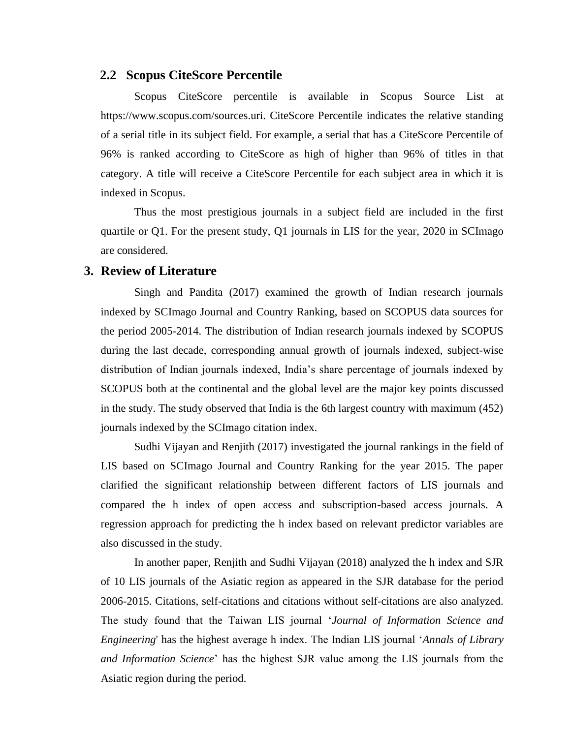## 2.2 Scopus CiteScore Percentile

Scopus CiteScore percentile is available in Scopus Source List at https://www.scopus.com/sources.uri. CiteScore Percentile indicates the relative standing of a serial title in its subject field. For example, a serial that has a CiteScore Percentile of 96% is ranked according to CiteScore as high of higher than 96% of titles in that category. A title will receive a CiteScore Percentile for each subject area in which it is indexed in Scopus.

Thus the most prestigious journals in a subject field are included in the first quartile or Q1. For the present study, Q1 journals in LIS for the year, 2020 in SCImago are considered.

# 3. Review of Literature

Singh and Pandita (2017) examined the growth of Indian research journals indexed by SCImago Journal and Country Ranking, based on SCOPUS data sources for the period 2005-2014. The distribution of Indian research journals indexed by SCOPUS during the last decade, corresponding annual growth of journals indexed, subject-wise distribution of Indian journals indexed, India's share percentage of journals indexed by SCOPUS both at the continental and the global level are the major key points discussed in the study. The study observed that India is the 6th largest country with maximum (452) journals indexed by the SCImago citation index.

Sudhi Vijayan and Renjith (2017) investigated the journal rankings in the field of LIS based on SCImago Journal and Country Ranking for the year 2015. The paper clarified the significant relationship between different factors of LIS journals and compared the h index of open access and subscription-based access journals. A regression approach for predicting the h index based on relevant predictor variables are also discussed in the study.

In another paper, Renjith and Sudhi Vijayan (2018) analyzed the h index and SJR of 10 LIS journals of the Asiatic region as appeared in the SJR database for the period 2006-2015. Citations, self-citations and citations without self-citations are also analyzed. The study found that the Taiwan LIS journal '*Journal of Information Science and Engineering*' has the highest average h index. The Indian LIS journal '*Annals of Library and Information Science*' has the highest SJR value among the LIS journals from the Asiatic region during the period.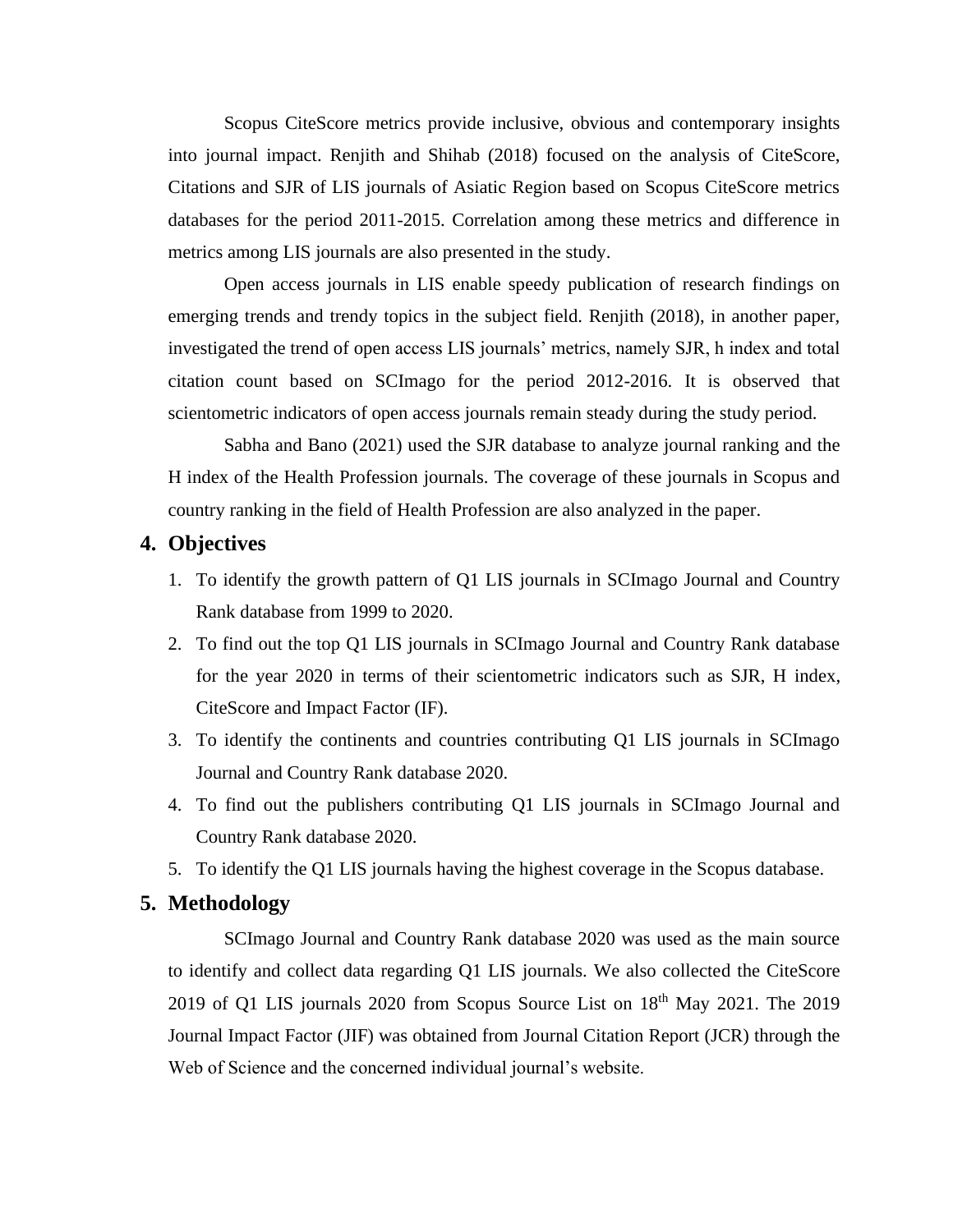Scopus CiteScore metrics provide inclusive, obvious and contemporary insights into journal impact. Renjith and Shihab (2018) focused on the analysis of CiteScore, Citations and SJR of LIS journals of Asiatic Region based on Scopus CiteScore metrics databases for the period 2011-2015. Correlation among these metrics and difference in metrics among LIS journals are also presented in the study.

Open access journals in LIS enable speedy publication of research findings on emerging trends and trendy topics in the subject field. Renjith (2018), in another paper, investigated the trend of open access LIS journals' metrics, namely SJR, h index and total citation count based on SCImago for the period 2012-2016. It is observed that scientometric indicators of open access journals remain steady during the study period.

Sabha and Bano (2021) used the SJR database to analyze journal ranking and the H index of the Health Profession journals. The coverage of these journals in Scopus and country ranking in the field of Health Profession are also analyzed in the paper.

## 4. Objectives

1. To identify the growth pattern of Q1 LIS journals in SCImago Journal and Country Rank database from 1999 to 2020.
2. To find out the top Q1 LIS journals in SCImago Journal and Country Rank database for the year 2020 in terms of their scientometric indicators such as SJR, H index, CiteScore and Impact Factor (IF).
3. To identify the continents and countries contributing Q1 LIS journals in SCImago Journal and Country Rank database 2020.
4. To find out the publishers contributing Q1 LIS journals in SCImago Journal and Country Rank database 2020.
5. To identify the Q1 LIS journals having the highest coverage in the Scopus database.

## 5. Methodology

SCImago Journal and Country Rank database 2020 was used as the main source to identify and collect data regarding Q1 LIS journals. We also collected the CiteScore 2019 of Q1 LIS journals 2020 from Scopus Source List on 18th May 2021. The 2019 Journal Impact Factor (JIF) was obtained from Journal Citation Report (JCR) through the Web of Science and the concerned individual journal's website.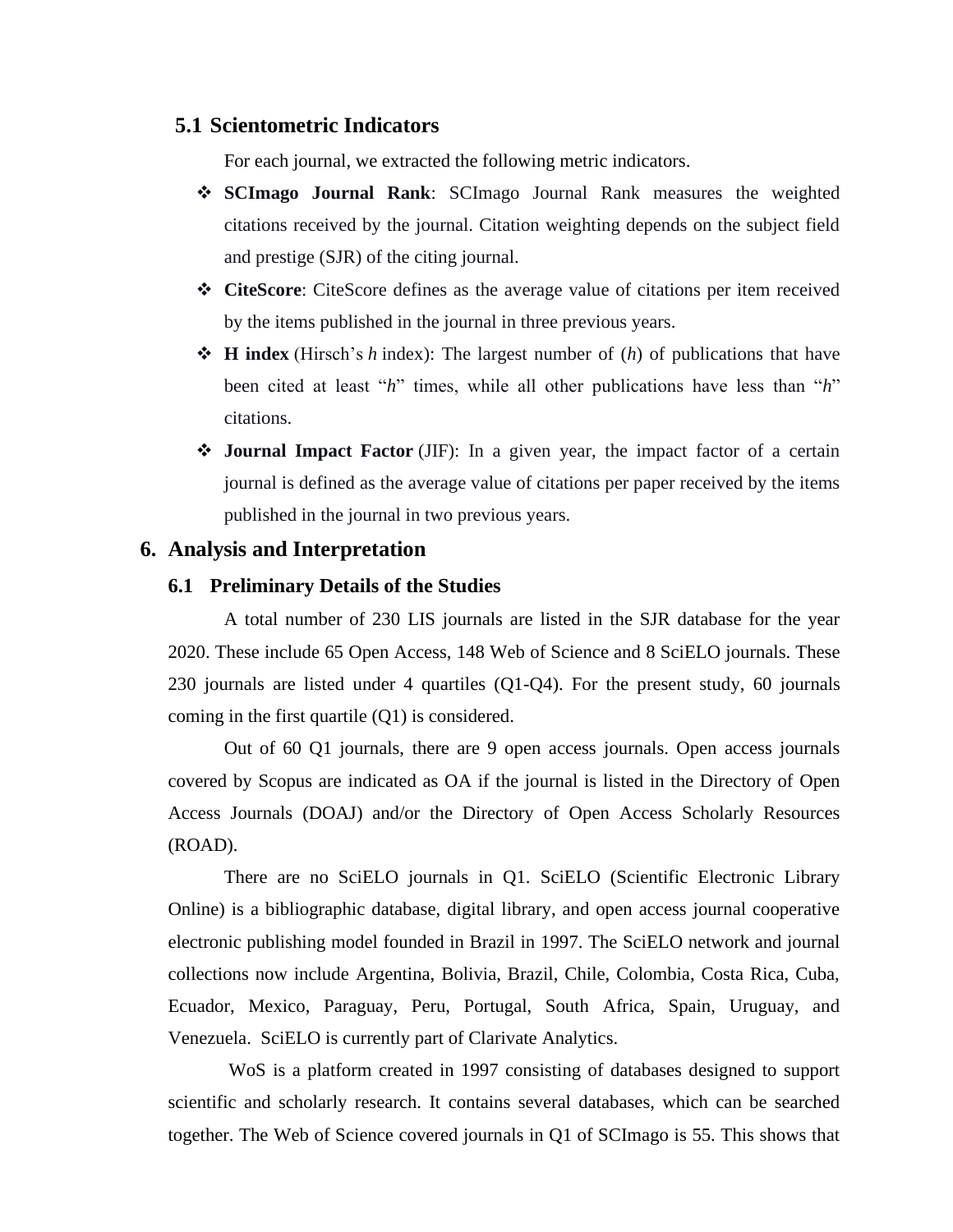## 5.1 Scientometric Indicators

For each journal, we extracted the following metric indicators.

- **SCImago Journal Rank**: SCImago Journal Rank measures the weighted citations received by the journal. Citation weighting depends on the subject field and prestige (SJR) of the citing journal.
- **CiteScore**: CiteScore defines as the average value of citations per item received by the items published in the journal in three previous years.
- **H index** (Hirsch's *h* index): The largest number of (*h*) of publications that have been cited at least "*h*" times, while all other publications have less than "*h*" citations.
- **Journal Impact Factor** (JIF): In a given year, the impact factor of a certain journal is defined as the average value of citations per paper received by the items published in the journal in two previous years.

# 6. Analysis and Interpretation

## 6.1 Preliminary Details of the Studies

A total number of 230 LIS journals are listed in the SJR database for the year 2020. These include 65 Open Access, 148 Web of Science and 8 SciELO journals. These 230 journals are listed under 4 quartiles (Q1-Q4). For the present study, 60 journals coming in the first quartile (Q1) is considered.

Out of 60 Q1 journals, there are 9 open access journals. Open access journals covered by Scopus are indicated as OA if the journal is listed in the Directory of Open Access Journals (DOAJ) and/or the Directory of Open Access Scholarly Resources (ROAD).

There are no SciELO journals in Q1. SciELO (Scientific Electronic Library Online) is a bibliographic database, digital library, and open access journal cooperative electronic publishing model founded in Brazil in 1997. The SciELO network and journal collections now include Argentina, Bolivia, Brazil, Chile, Colombia, Costa Rica, Cuba, Ecuador, Mexico, Paraguay, Peru, Portugal, South Africa, Spain, Uruguay, and Venezuela. SciELO is currently part of Clarivate Analytics.

WoS is a platform created in 1997 consisting of databases designed to support scientific and scholarly research. It contains several databases, which can be searched together. The Web of Science covered journals in Q1 of SCImago is 55. This shows that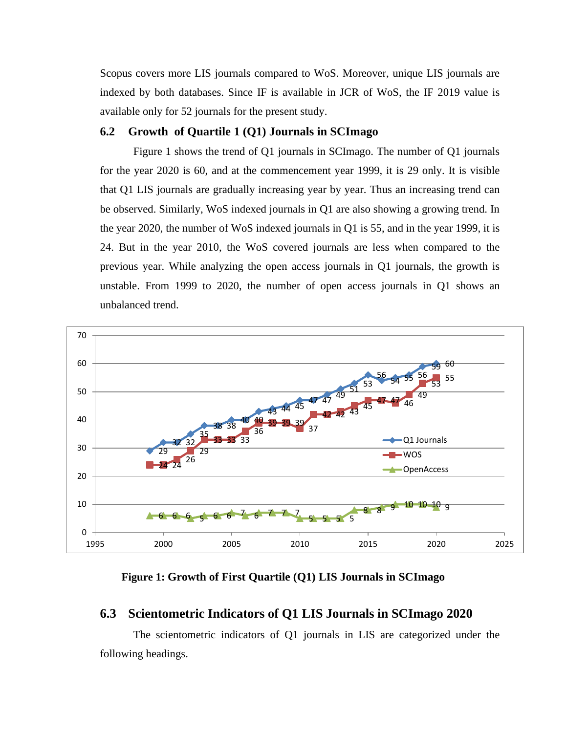Scopus covers more LIS journals compared to WoS. Moreover, unique LIS journals are indexed by both databases. Since IF is available in JCR of WoS, the IF 2019 value is available only for 52 journals for the present study.

### 6.2 Growth of Quartile 1 (Q1) Journals in SCImago

Figure 1 shows the trend of Q1 journals in SCImago. The number of Q1 journals for the year 2020 is 60, and at the commencement year 1999, it is 29 only. It is visible that Q1 LIS journals are gradually increasing year by year. Thus an increasing trend can be observed. Similarly, WoS indexed journals in Q1 are also showing a growing trend. In the year 2020, the number of WoS indexed journals in Q1 is 55, and in the year 1999, it is 24. But in the year 2010, the WoS covered journals are less when compared to the previous year. While analyzing the open access journals in Q1 journals, the growth is unstable. From 1999 to 2020, the number of open access journals in Q1 shows an unbalanced trend.

**Figure 1: Growth of First Quartile (Q1) LIS Journals in SCImago**

### 6.3 Scientometric Indicators of Q1 LIS Journals in SCImago 2020

The scientometric indicators of Q1 journals in LIS are categorized under the following headings.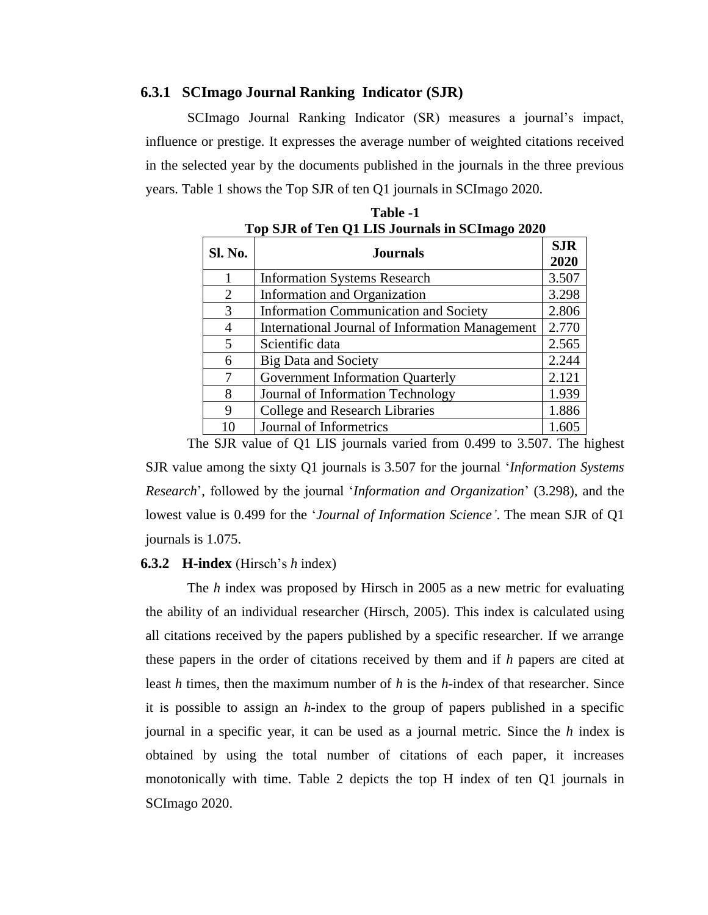### 6.3.1 SCImago Journal Ranking Indicator (SJR)

SCImago Journal Ranking Indicator (SR) measures a journal's impact, influence or prestige. It expresses the average number of weighted citations received in the selected year by the documents published in the journals in the three previous years. Table 1 shows the Top SJR of ten Q1 journals in SCImago 2020.

**Table -1**
**Top SJR of Ten Q1 LIS Journals in SCImago 2020**

| Sl. No. | Journals | SJR 2020 |
|---|---|---|
| 1 | Information Systems Research | 3.507 |
| 2 | Information and Organization | 3.298 |
| 3 | Information Communication and Society | 2.806 |
| 4 | International Journal of Information Management | 2.770 |
| 5 | Scientific data | 2.565 |
| 6 | Big Data and Society | 2.244 |
| 7 | Government Information Quarterly | 2.121 |
| 8 | Journal of Information Technology | 1.939 |
| 9 | College and Research Libraries | 1.886 |
| 10 | Journal of Informetrics | 1.605 |

The SJR value of Q1 LIS journals varied from 0.499 to 3.507. The highest SJR value among the sixty Q1 journals is 3.507 for the journal '*Information Systems Research*', followed by the journal '*Information and Organization*' (3.298), and the lowest value is 0.499 for the '*Journal of Information Science'*. The mean SJR of Q1 journals is 1.075.

### 6.3.2 **H-index** (Hirsch's *h* index)

The *h* index was proposed by Hirsch in 2005 as a new metric for evaluating the ability of an individual researcher (Hirsch, 2005). This index is calculated using all citations received by the papers published by a specific researcher. If we arrange these papers in the order of citations received by them and if *h* papers are cited at least *h* times, then the maximum number of *h* is the *h*-index of that researcher. Since it is possible to assign an *h*-index to the group of papers published in a specific journal in a specific year, it can be used as a journal metric. Since the *h* index is obtained by using the total number of citations of each paper, it increases monotonically with time. Table 2 depicts the top H index of ten Q1 journals in SCImago 2020.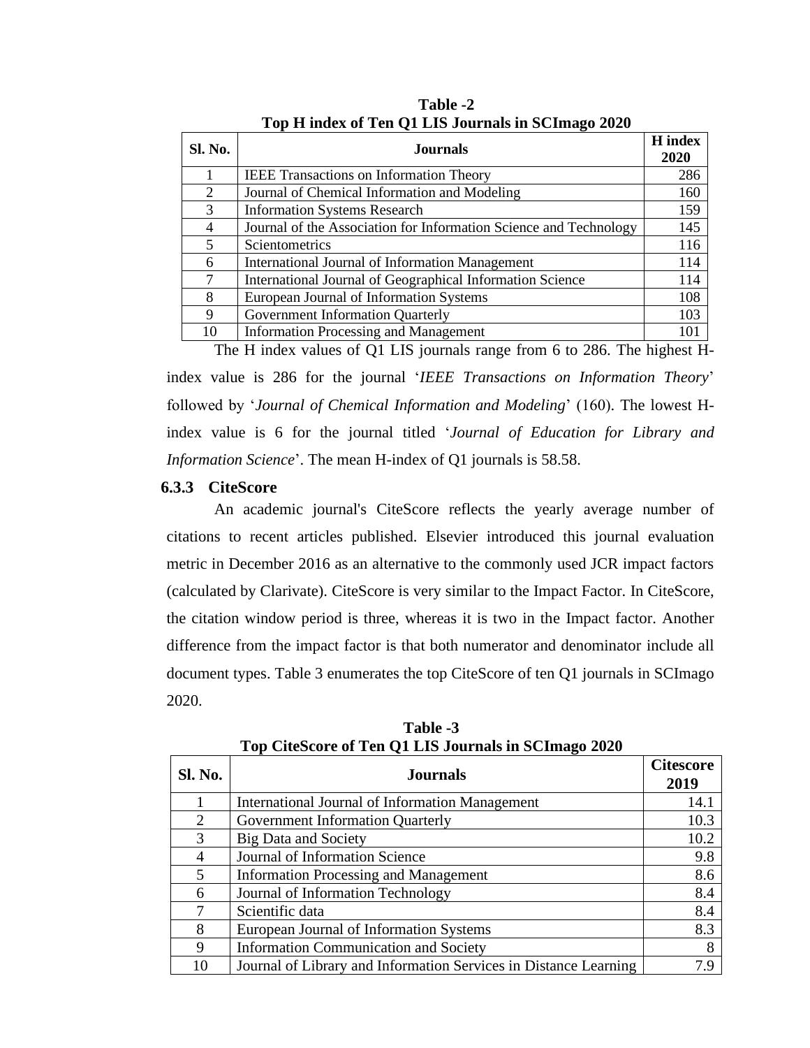**Table -2**
**Top H index of Ten Q1 LIS Journals in SCImago 2020**

| Sl. No. | Journals | H index 2020 |
|---|---|---|
| 1 | IEEE Transactions on Information Theory | 286 |
| 2 | Journal of Chemical Information and Modeling | 160 |
| 3 | Information Systems Research | 159 |
| 4 | Journal of the Association for Information Science and Technology | 145 |
| 5 | Scientometrics | 116 |
| 6 | International Journal of Information Management | 114 |
| 7 | International Journal of Geographical Information Science | 114 |
| 8 | European Journal of Information Systems | 108 |
| 9 | Government Information Quarterly | 103 |
| 10 | Information Processing and Management | 101 |

The H index values of Q1 LIS journals range from 6 to 286. The highest H-index value is 286 for the journal '*IEEE Transactions on Information Theory*' followed by '*Journal of Chemical Information and Modeling*' (160). The lowest H-index value is 6 for the journal titled '*Journal of Education for Library and Information Science*'. The mean H-index of Q1 journals is 58.58.

### 6.3.3 CiteScore

An academic journal's CiteScore reflects the yearly average number of citations to recent articles published. Elsevier introduced this journal evaluation metric in December 2016 as an alternative to the commonly used JCR impact factors (calculated by Clarivate). CiteScore is very similar to the Impact Factor. In CiteScore, the citation window period is three, whereas it is two in the Impact factor. Another difference from the impact factor is that both numerator and denominator include all document types. Table 3 enumerates the top CiteScore of ten Q1 journals in SCImago 2020.

**Table -3**
**Top CiteScore of Ten Q1 LIS Journals in SCImago 2020**

| Sl. No. | Journals | Citescore 2019 |
|---|---|---|
| 1 | International Journal of Information Management | 14.1 |
| 2 | Government Information Quarterly | 10.3 |
| 3 | Big Data and Society | 10.2 |
| 4 | Journal of Information Science | 9.8 |
| 5 | Information Processing and Management | 8.6 |
| 6 | Journal of Information Technology | 8.4 |
| 7 | Scientific data | 8.4 |
| 8 | European Journal of Information Systems | 8.3 |
| 9 | Information Communication and Society | 8 |
| 10 | Journal of Library and Information Services in Distance Learning | 7.9 |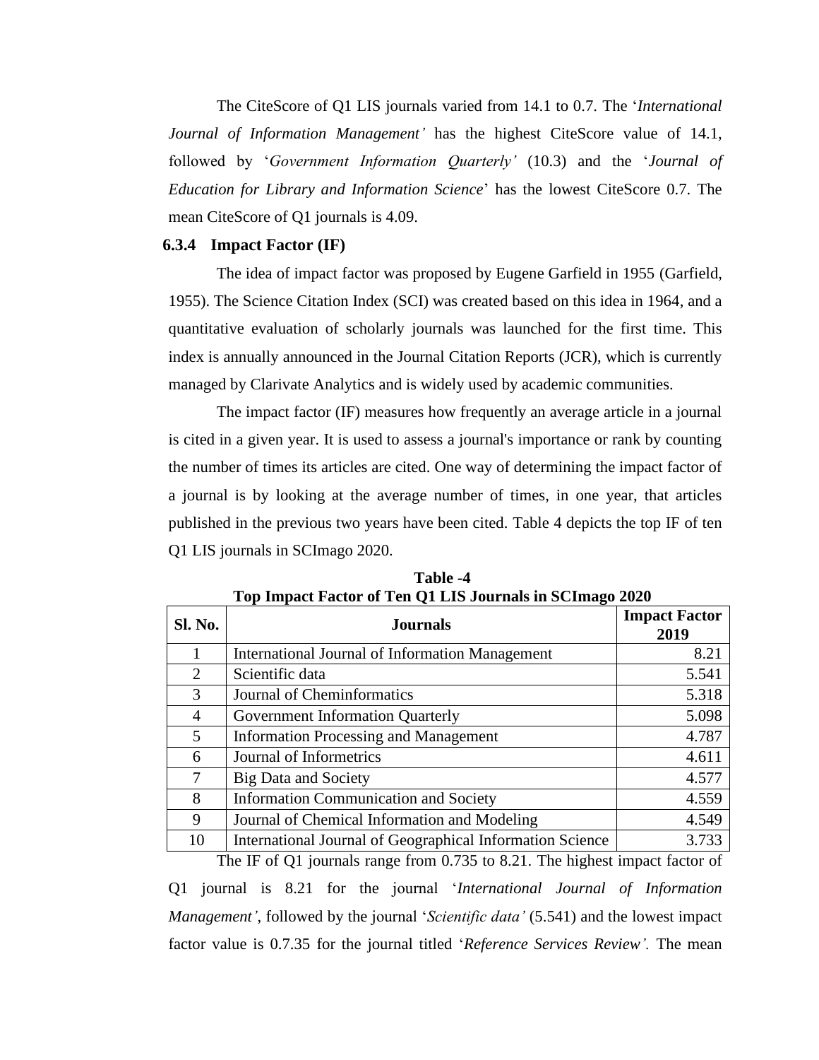The CiteScore of Q1 LIS journals varied from 14.1 to 0.7. The '*International Journal of Information Management'* has the highest CiteScore value of 14.1, followed by '*Government Information Quarterly'* (10.3) and the '*Journal of Education for Library and Information Science*' has the lowest CiteScore 0.7. The mean CiteScore of Q1 journals is 4.09.

### 6.3.4 Impact Factor (IF)

The idea of impact factor was proposed by Eugene Garfield in 1955 (Garfield, 1955). The Science Citation Index (SCI) was created based on this idea in 1964, and a quantitative evaluation of scholarly journals was launched for the first time. This index is annually announced in the Journal Citation Reports (JCR), which is currently managed by Clarivate Analytics and is widely used by academic communities.

The impact factor (IF) measures how frequently an average article in a journal is cited in a given year. It is used to assess a journal's importance or rank by counting the number of times its articles are cited. One way of determining the impact factor of a journal is by looking at the average number of times, in one year, that articles published in the previous two years have been cited. Table 4 depicts the top IF of ten Q1 LIS journals in SCImago 2020.

**Table -4**
**Top Impact Factor of Ten Q1 LIS Journals in SCImago 2020**

| Sl. No. | Journals | Impact Factor 2019 |
|---|---|---|
| 1 | International Journal of Information Management | 8.21 |
| 2 | Scientific data | 5.541 |
| 3 | Journal of Cheminformatics | 5.318 |
| 4 | Government Information Quarterly | 5.098 |
| 5 | Information Processing and Management | 4.787 |
| 6 | Journal of Informetrics | 4.611 |
| 7 | Big Data and Society | 4.577 |
| 8 | Information Communication and Society | 4.559 |
| 9 | Journal of Chemical Information and Modeling | 4.549 |
| 10 | International Journal of Geographical Information Science | 3.733 |

The IF of Q1 journals range from 0.735 to 8.21. The highest impact factor of Q1 journal is 8.21 for the journal '*International Journal of Information Management'*, followed by the journal '*Scientific data'* (5.541) and the lowest impact factor value is 0.7.35 for the journal titled '*Reference Services Review'.* The mean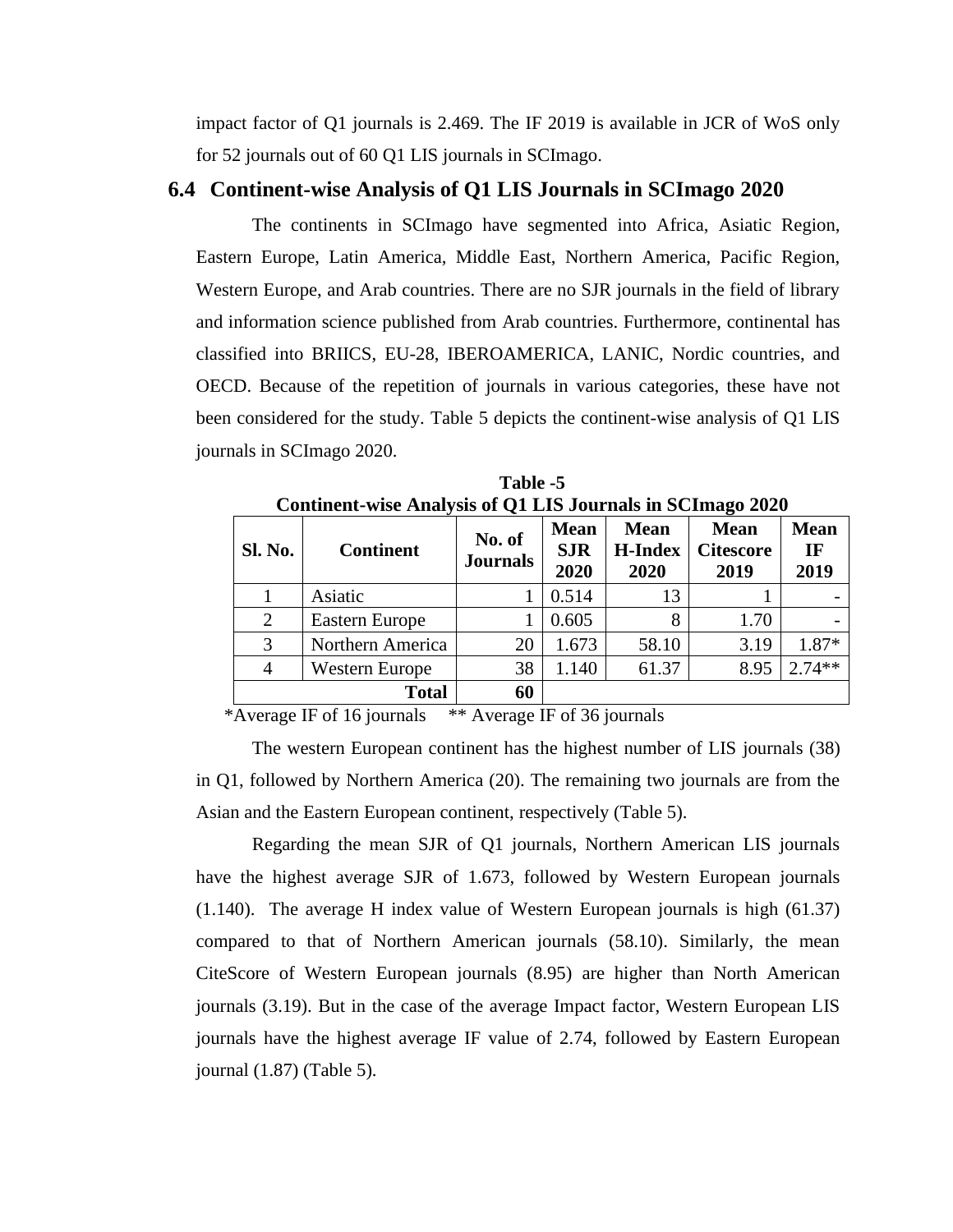impact factor of Q1 journals is 2.469. The IF 2019 is available in JCR of WoS only for 52 journals out of 60 Q1 LIS journals in SCImago.

## 6.4 Continent-wise Analysis of Q1 LIS Journals in SCImago 2020

The continents in SCImago have segmented into Africa, Asiatic Region, Eastern Europe, Latin America, Middle East, Northern America, Pacific Region, Western Europe, and Arab countries. There are no SJR journals in the field of library and information science published from Arab countries. Furthermore, continental has classified into BRIICS, EU-28, IBEROAMERICA, LANIC, Nordic countries, and OECD. Because of the repetition of journals in various categories, these have not been considered for the study. Table 5 depicts the continent-wise analysis of Q1 LIS journals in SCImago 2020.

**Table -5**
**Continent-wise Analysis of Q1 LIS Journals in SCImago 2020**

| Sl. No. | Continent | No. of Journals | Mean SJR 2020 | Mean H-Index 2020 | Mean Citescore 2019 | Mean IF 2019 |
|---|---|---|---|---|---|---|
| 1 | Asiatic | 1 | 0.514 | 13 | 1 | - |
| 2 | Eastern Europe | 1 | 0.605 | 8 | 1.70 | - |
| 3 | Northern America | 20 | 1.673 | 58.10 | 3.19 | 1.87* |
| 4 | Western Europe | 38 | 1.140 | 61.37 | 8.95 | 2.74** |
| | **Total** | **60** | | | | |

*Average IF of 16 journals ** Average IF of 36 journals

The western European continent has the highest number of LIS journals (38) in Q1, followed by Northern America (20). The remaining two journals are from the Asian and the Eastern European continent, respectively (Table 5).

Regarding the mean SJR of Q1 journals, Northern American LIS journals have the highest average SJR of 1.673, followed by Western European journals (1.140). The average H index value of Western European journals is high (61.37) compared to that of Northern American journals (58.10). Similarly, the mean CiteScore of Western European journals (8.95) are higher than North American journals (3.19). But in the case of the average Impact factor, Western European LIS journals have the highest average IF value of 2.74, followed by Eastern European journal (1.87) (Table 5).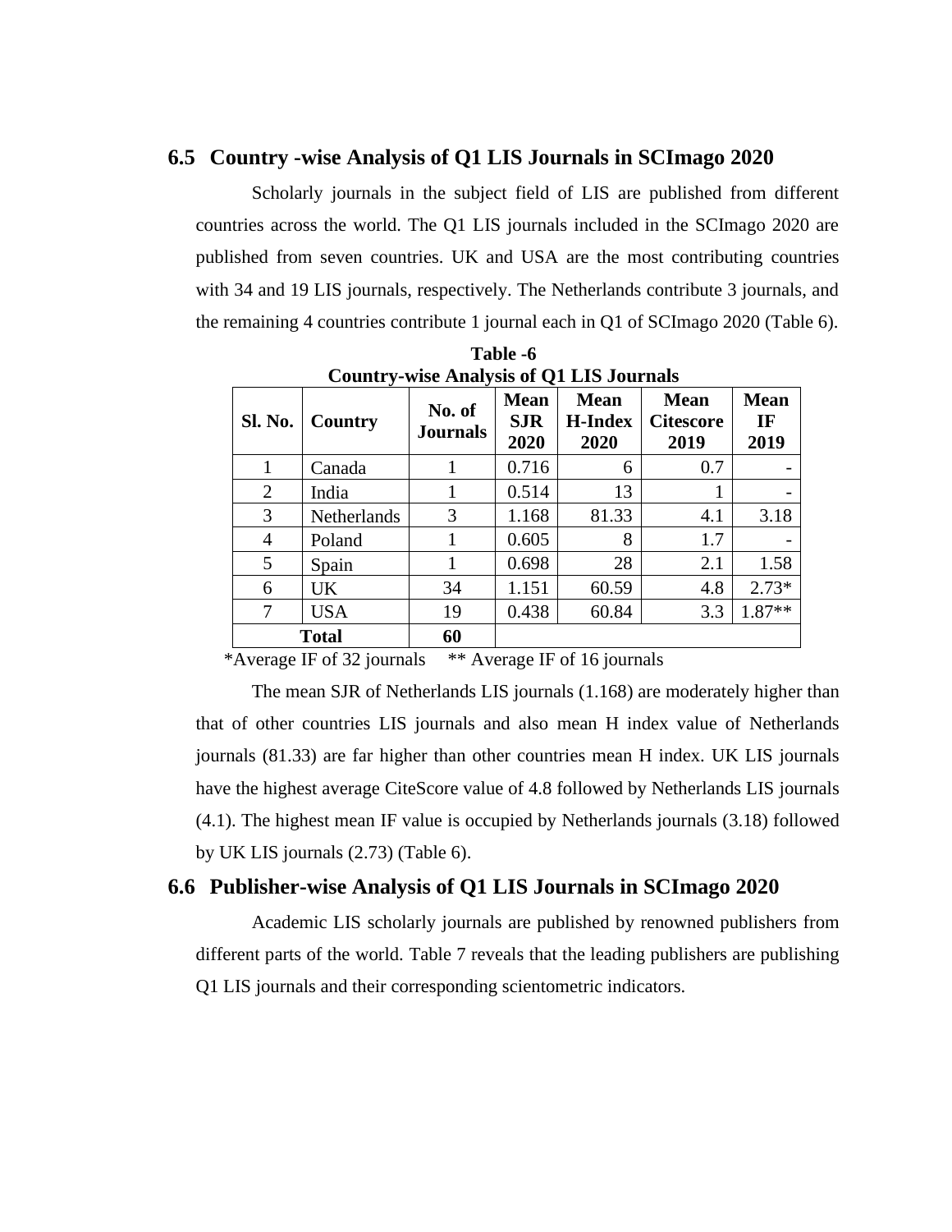## 6.5 Country -wise Analysis of Q1 LIS Journals in SCImago 2020

Scholarly journals in the subject field of LIS are published from different countries across the world. The Q1 LIS journals included in the SCImago 2020 are published from seven countries. UK and USA are the most contributing countries with 34 and 19 LIS journals, respectively. The Netherlands contribute 3 journals, and the remaining 4 countries contribute 1 journal each in Q1 of SCImago 2020 (Table 6).

**Table -6**
**Country-wise Analysis of Q1 LIS Journals**

| Sl. No. | Country | No. of Journals | Mean SJR 2020 | Mean H-Index 2020 | Mean Citescore 2019 | Mean IF 2019 |
|---|---|---|---|---|---|---|
| 1 | Canada | 1 | 0.716 | 6 | 0.7 | - |
| 2 | India | 1 | 0.514 | 13 | 1 | - |
| 3 | Netherlands | 3 | 1.168 | 81.33 | 4.1 | 3.18 |
| 4 | Poland | 1 | 0.605 | 8 | 1.7 | - |
| 5 | Spain | 1 | 0.698 | 28 | 2.1 | 1.58 |
| 6 | UK | 34 | 1.151 | 60.59 | 4.8 | 2.73* |
| 7 | USA | 19 | 0.438 | 60.84 | 3.3 | 1.87** |
| **Total** | | **60** | | | | |

*Average IF of 32 journals   ** Average IF of 16 journals

The mean SJR of Netherlands LIS journals (1.168) are moderately higher than that of other countries LIS journals and also mean H index value of Netherlands journals (81.33) are far higher than other countries mean H index. UK LIS journals have the highest average CiteScore value of 4.8 followed by Netherlands LIS journals (4.1). The highest mean IF value is occupied by Netherlands journals (3.18) followed by UK LIS journals (2.73) (Table 6).

## 6.6 Publisher-wise Analysis of Q1 LIS Journals in SCImago 2020

Academic LIS scholarly journals are published by renowned publishers from different parts of the world. Table 7 reveals that the leading publishers are publishing Q1 LIS journals and their corresponding scientometric indicators.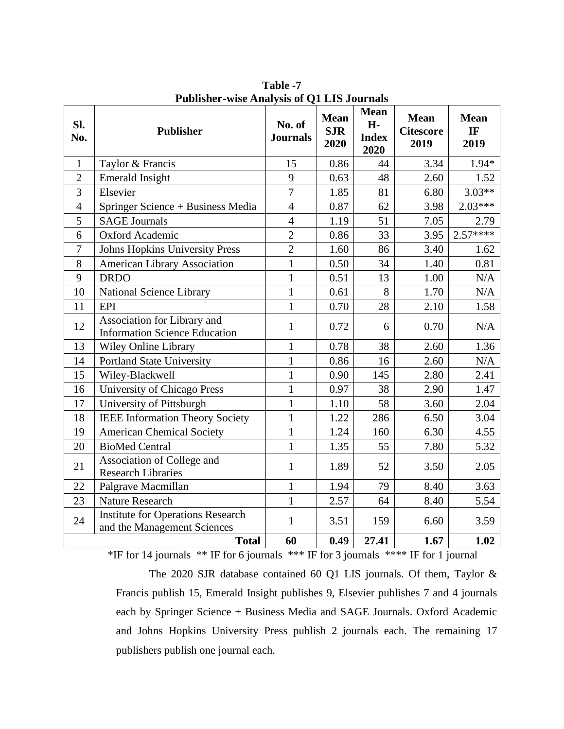**Table -7**
**Publisher-wise Analysis of Q1 LIS Journals**

| Sl. No. | Publisher | No. of Journals | Mean SJR 2020 | Mean H-Index 2020 | Mean Citescore 2019 | Mean IF 2019 |
|---|---|---|---|---|---|---|
| 1 | Taylor & Francis | 15 | 0.86 | 44 | 3.34 | 1.94* |
| 2 | Emerald Insight | 9 | 0.63 | 48 | 2.60 | 1.52 |
| 3 | Elsevier | 7 | 1.85 | 81 | 6.80 | 3.03** |
| 4 | Springer Science + Business Media | 4 | 0.87 | 62 | 3.98 | 2.03*** |
| 5 | SAGE Journals | 4 | 1.19 | 51 | 7.05 | 2.79 |
| 6 | Oxford Academic | 2 | 0.86 | 33 | 3.95 | 2.57**** |
| 7 | Johns Hopkins University Press | 2 | 1.60 | 86 | 3.40 | 1.62 |
| 8 | American Library Association | 1 | 0.50 | 34 | 1.40 | 0.81 |
| 9 | DRDO | 1 | 0.51 | 13 | 1.00 | N/A |
| 10 | National Science Library | 1 | 0.61 | 8 | 1.70 | N/A |
| 11 | EPI | 1 | 0.70 | 28 | 2.10 | 1.58 |
| 12 | Association for Library and Information Science Education | 1 | 0.72 | 6 | 0.70 | N/A |
| 13 | Wiley Online Library | 1 | 0.78 | 38 | 2.60 | 1.36 |
| 14 | Portland State University | 1 | 0.86 | 16 | 2.60 | N/A |
| 15 | Wiley-Blackwell | 1 | 0.90 | 145 | 2.80 | 2.41 |
| 16 | University of Chicago Press | 1 | 0.97 | 38 | 2.90 | 1.47 |
| 17 | University of Pittsburgh | 1 | 1.10 | 58 | 3.60 | 2.04 |
| 18 | IEEE Information Theory Society | 1 | 1.22 | 286 | 6.50 | 3.04 |
| 19 | American Chemical Society | 1 | 1.24 | 160 | 6.30 | 4.55 |
| 20 | BioMed Central | 1 | 1.35 | 55 | 7.80 | 5.32 |
| 21 | Association of College and Research Libraries | 1 | 1.89 | 52 | 3.50 | 2.05 |
| 22 | Palgrave Macmillan | 1 | 1.94 | 79 | 8.40 | 3.63 |
| 23 | Nature Research | 1 | 2.57 | 64 | 8.40 | 5.54 |
| 24 | Institute for Operations Research and the Management Sciences | 1 | 3.51 | 159 | 6.60 | 3.59 |
| | **Total** | **60** | **0.49** | **27.41** | **1.67** | **1.02** |

*IF for 14 journals ** IF for 6 journals *** IF for 3 journals **** IF for 1 journal

The 2020 SJR database contained 60 Q1 LIS journals. Of them, Taylor & Francis publish 15, Emerald Insight publishes 9, Elsevier publishes 7 and 4 journals each by Springer Science + Business Media and SAGE Journals. Oxford Academic and Johns Hopkins University Press publish 2 journals each. The remaining 17 publishers publish one journal each.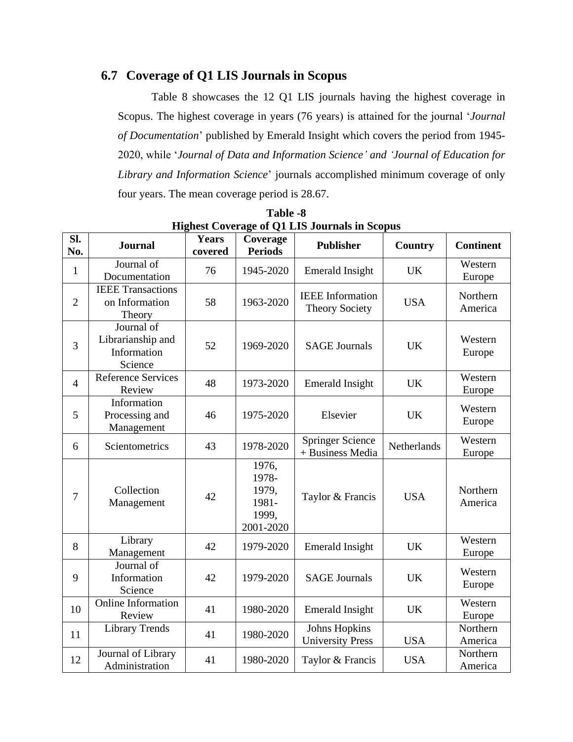## 6.7 Coverage of Q1 LIS Journals in Scopus

Table 8 showcases the 12 Q1 LIS journals having the highest coverage in Scopus. The highest coverage in years (76 years) is attained for the journal '*Journal of Documentation*' published by Emerald Insight which covers the period from 1945-2020, while '*Journal of Data and Information Science' and 'Journal of Education for Library and Information Science*' journals accomplished minimum coverage of only four years. The mean coverage period is 28.67.

**Table -8**
**Highest Coverage of Q1 LIS Journals in Scopus**

| Sl. No. | Journal | Years covered | Coverage Periods | Publisher | Country | Continent |
|---|---|---|---|---|---|---|
| 1 | Journal of Documentation | 76 | 1945-2020 | Emerald Insight | UK | Western Europe |
| 2 | IEEE Transactions on Information Theory | 58 | 1963-2020 | IEEE Information Theory Society | USA | Northern America |
| 3 | Journal of Librarianship and Information Science | 52 | 1969-2020 | SAGE Journals | UK | Western Europe |
| 4 | Reference Services Review | 48 | 1973-2020 | Emerald Insight | UK | Western Europe |
| 5 | Information Processing and Management | 46 | 1975-2020 | Elsevier | UK | Western Europe |
| 6 | Scientometrics | 43 | 1978-2020 | Springer Science + Business Media | Netherlands | Western Europe |
| 7 | Collection Management | 42 | 1976, 1978-1979, 1981-1999, 2001-2020 | Taylor & Francis | USA | Northern America |
| 8 | Library Management | 42 | 1979-2020 | Emerald Insight | UK | Western Europe |
| 9 | Journal of Information Science | 42 | 1979-2020 | SAGE Journals | UK | Western Europe |
| 10 | Online Information Review | 41 | 1980-2020 | Emerald Insight | UK | Western Europe |
| 11 | Library Trends | 41 | 1980-2020 | Johns Hopkins University Press | USA | Northern America |
| 12 | Journal of Library Administration | 41 | 1980-2020 | Taylor & Francis | USA | Northern America |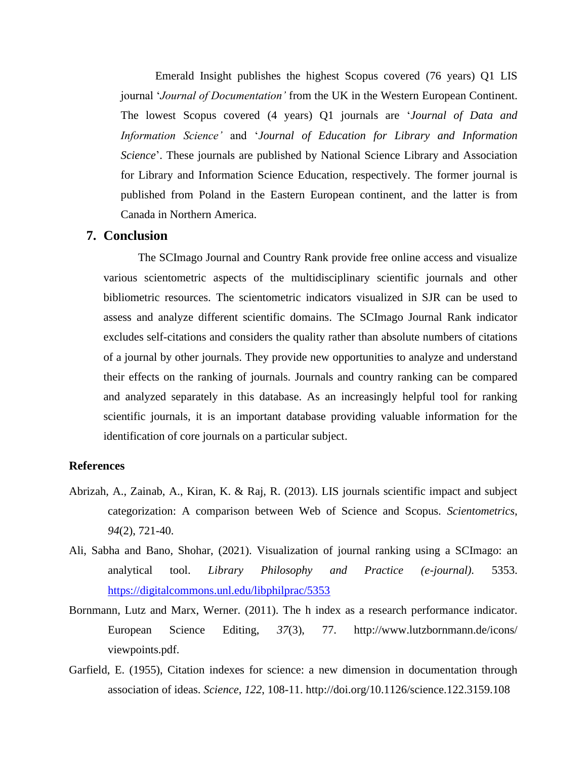Emerald Insight publishes the highest Scopus covered (76 years) Q1 LIS journal '*Journal of Documentation'* from the UK in the Western European Continent. The lowest Scopus covered (4 years) Q1 journals are '*Journal of Data and Information Science'* and '*Journal of Education for Library and Information Science*'. These journals are published by National Science Library and Association for Library and Information Science Education, respectively. The former journal is published from Poland in the Eastern European continent, and the latter is from Canada in Northern America.

## 7. Conclusion

The SCImago Journal and Country Rank provide free online access and visualize various scientometric aspects of the multidisciplinary scientific journals and other bibliometric resources. The scientometric indicators visualized in SJR can be used to assess and analyze different scientific domains. The SCImago Journal Rank indicator excludes self-citations and considers the quality rather than absolute numbers of citations of a journal by other journals. They provide new opportunities to analyze and understand their effects on the ranking of journals. Journals and country ranking can be compared and analyzed separately in this database. As an increasingly helpful tool for ranking scientific journals, it is an important database providing valuable information for the identification of core journals on a particular subject.

**References**

Abrizah, A., Zainab, A., Kiran, K. & Raj, R. (2013). LIS journals scientific impact and subject categorization: A comparison between Web of Science and Scopus. *Scientometrics*, *94*(2), 721-40.

Ali, Sabha and Bano, Shohar, (2021). Visualization of journal ranking using a SCImago: an analytical tool. *Library Philosophy and Practice (e-journal).* 5353. https://digitalcommons.unl.edu/libphilprac/5353

Bornmann, Lutz and Marx, Werner. (2011). The h index as a research performance indicator. European Science Editing, *37*(3), 77. http://www.lutzbornmann.de/icons/viewpoints.pdf.

Garfield, E. (1955), Citation indexes for science: a new dimension in documentation through association of ideas. *Science*, *122*, 108-11. http://doi.org/10.1126/science.122.3159.108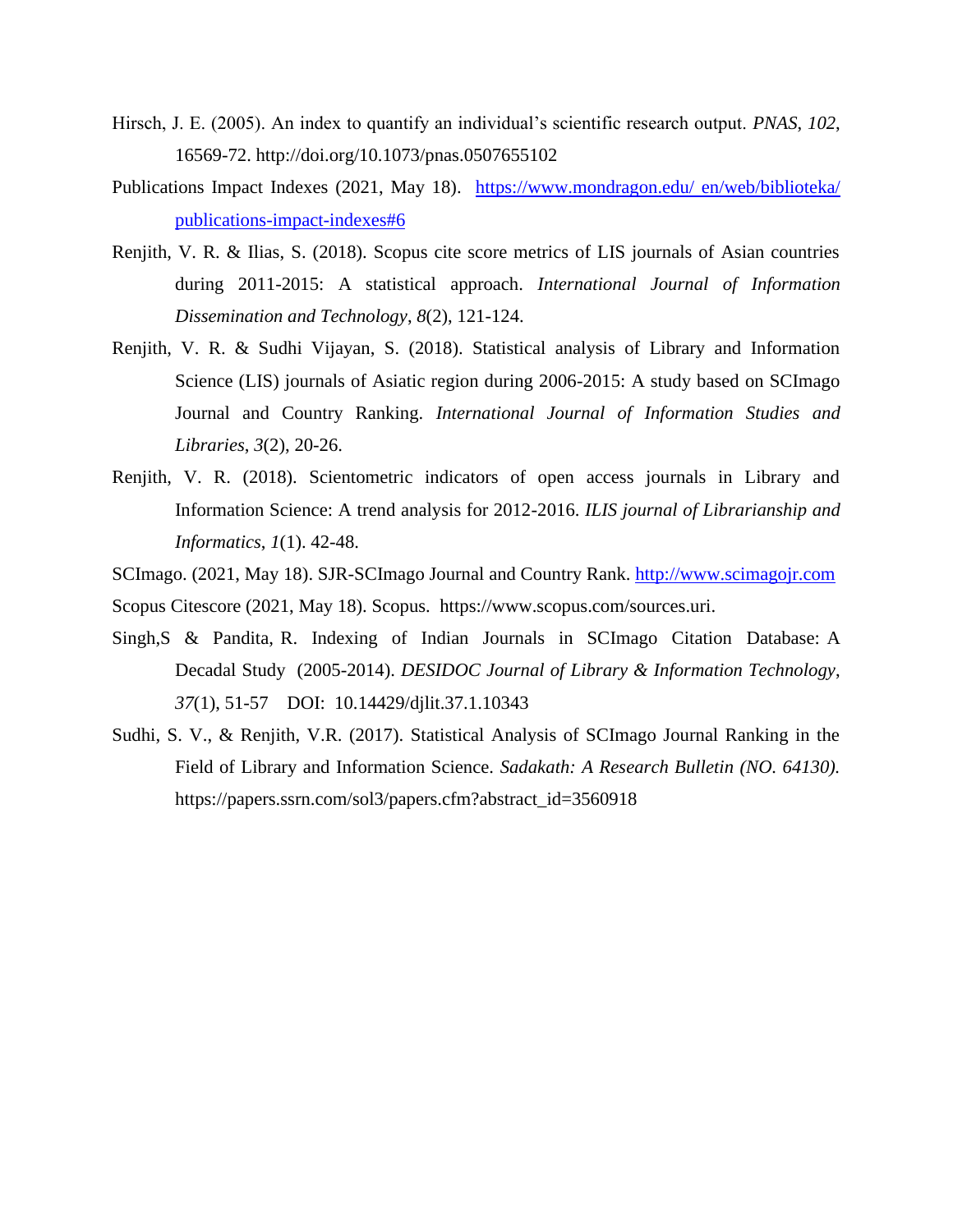Hirsch, J. E. (2005). An index to quantify an individual's scientific research output. *PNAS*, *102*, 16569-72. http://doi.org/10.1073/pnas.0507655102

Publications Impact Indexes (2021, May 18). https://www.mondragon.edu/ en/web/biblioteka/publications-impact-indexes#6

Renjith, V. R. & Ilias, S. (2018). Scopus cite score metrics of LIS journals of Asian countries during 2011-2015: A statistical approach. *International Journal of Information Dissemination and Technology*, *8*(2), 121-124.

Renjith, V. R. & Sudhi Vijayan, S. (2018). Statistical analysis of Library and Information Science (LIS) journals of Asiatic region during 2006-2015: A study based on SCImago Journal and Country Ranking. *International Journal of Information Studies and Libraries*, *3*(2), 20-26.

Renjith, V. R. (2018). Scientometric indicators of open access journals in Library and Information Science: A trend analysis for 2012-2016. *ILIS journal of Librarianship and Informatics*, *1*(1). 42-48.

SCImago. (2021, May 18). SJR-SCImago Journal and Country Rank. http://www.scimagojr.com

Scopus Citescore (2021, May 18). Scopus. https://www.scopus.com/sources.uri.

Singh,S & Pandita, R. Indexing of Indian Journals in SCImago Citation Database: A Decadal Study (2005-2014). *DESIDOC Journal of Library & Information Technology*, *37*(1), 51-57 DOI: 10.14429/djlit.37.1.10343

Sudhi, S. V., & Renjith, V.R. (2017). Statistical Analysis of SCImago Journal Ranking in the Field of Library and Information Science. *Sadakath: A Research Bulletin (NO. 64130).* https://papers.ssrn.com/sol3/papers.cfm?abstract_id=3560918